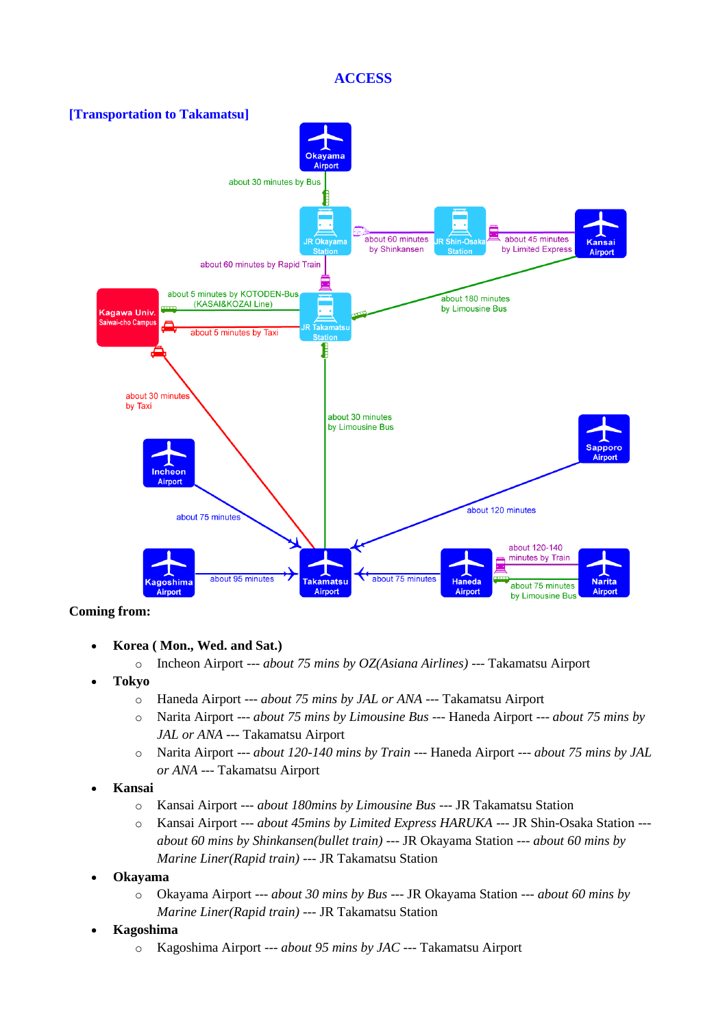# ACCESS

## [Transportation to Takamatsu]

**Coming from:**

- **Korea ( Mon., Wed. and Sat.)**
  - Incheon Airport --- *about 75 mins by OZ(Asiana Airlines)* --- Takamatsu Airport
- **Tokyo**
  - Haneda Airport --- *about 75 mins by JAL or ANA* --- Takamatsu Airport
  - Narita Airport --- *about 75 mins by Limousine Bus* --- Haneda Airport --- *about 75 mins by JAL or ANA* --- Takamatsu Airport
  - Narita Airport --- *about 120-140 mins by Train* --- Haneda Airport --- *about 75 mins by JAL or ANA* --- Takamatsu Airport
- **Kansai**
  - Kansai Airport --- *about 180mins by Limousine Bus* --- JR Takamatsu Station
  - Kansai Airport --- *about 45mins by Limited Express HARUKA* --- JR Shin-Osaka Station --- *about 60 mins by Shinkansen(bullet train)* --- JR Okayama Station --- *about 60 mins by Marine Liner(Rapid train)* --- JR Takamatsu Station
- **Okayama**
  - Okayama Airport --- *about 30 mins by Bus* --- JR Okayama Station --- *about 60 mins by Marine Liner(Rapid train)* --- JR Takamatsu Station
- **Kagoshima**
  - Kagoshima Airport --- *about 95 mins by JAC* --- Takamatsu Airport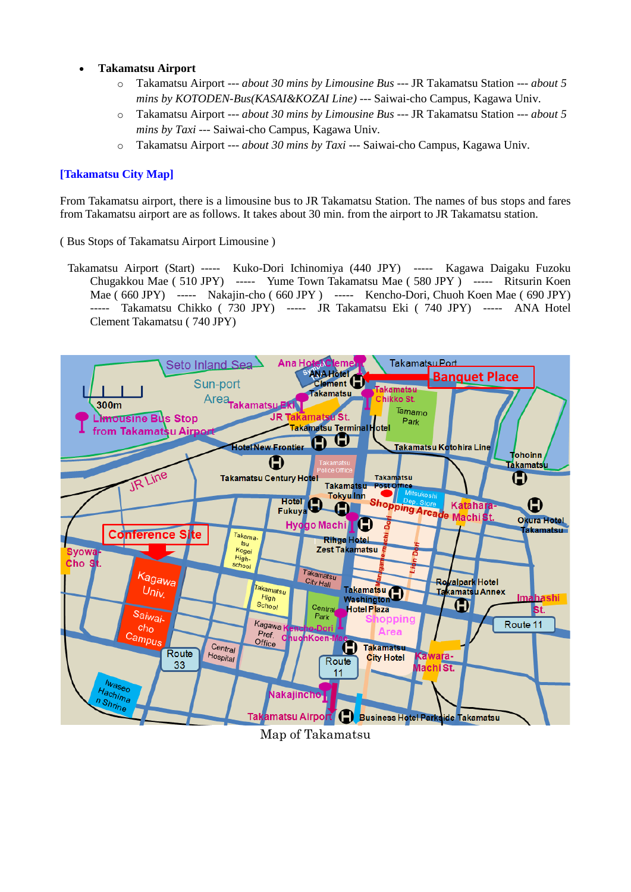- **Takamatsu Airport**
  - Takamatsu Airport --- *about 30 mins by Limousine Bus* --- JR Takamatsu Station --- *about 5 mins by KOTODEN-Bus(KASAI&KOZAI Line)* --- Saiwai-cho Campus, Kagawa Univ.
  - Takamatsu Airport --- *about 30 mins by Limousine Bus* --- JR Takamatsu Station --- *about 5 mins by Taxi* --- Saiwai-cho Campus, Kagawa Univ.
  - Takamatsu Airport --- *about 30 mins by Taxi* --- Saiwai-cho Campus, Kagawa Univ.

**[Takamatsu City Map]**

From Takamatsu airport, there is a limousine bus to JR Takamatsu Station. The names of bus stops and fares from Takamatsu airport are as follows. It takes about 30 min. from the airport to JR Takamatsu station.

( Bus Stops of Takamatsu Airport Limousine )

Takamatsu Airport (Start) ----- Kuko-Dori Ichinomiya (440 JPY) ----- Kagawa Daigaku Fuzoku Chugakkou Mae ( 510 JPY) ----- Yume Town Takamatsu Mae ( 580 JPY ) ----- Ritsurin Koen Mae ( 660 JPY) ----- Nakajin-cho ( 660 JPY ) ----- Kencho-Dori, Chuoh Koen Mae ( 690 JPY) ----- Takamatsu Chikko ( 730 JPY) ----- JR Takamatsu Eki ( 740 JPY) ----- ANA Hotel Clement Takamatsu ( 740 JPY)

Seto Inland Sea
Ana Hotel Clement
Takamatsu Port
Banquet Place
Sun-port Area
300m
Limousine Bus Stop from Takamatsu Airport
Takamatsu Eki
ANA Hotel Clement Takamatsu
Takamatsu Chikko St.
Tamamo Park
JR Takamatsu St.
Takamatsu Terminal Hotel
Hotel New Frontier
Takamatsu Kotohira Line
Tohoinn Takamatsu
JR Line
Takamatsu Police Office
Takamatsu Century Hotel
Takamatsu Post Office
Takamatsu Tokyu Inn
Mitsukoshi Dep. Store
Hotel Fukuya
Shopping Arcade
Katahara-Machi St.
Okura Hotel Takamatsu
Hyogo Machi
Conference Site
Rihga Hotel Zest Takamatsu
Marugame-machi Dori
Lion Dori
Syowa-Cho St.
Takamatsu Kogei High-school
Kagawa Univ.
Takamatsu City Hall
Royalpark Hotel Takamatsu Annex
Takamatsu High School
Takamatsu Washington Hotel Plaza
Imabashi St.
Saiwai-cho Campus
Central Park
Shopping Area
Route 11
Kagawa Pref. Office
Kencho-Dori
ChuohKoen-Mae
Route 33
Central Hospital
Takamatsu City Hotel
Route 11
Kawara-Machi St.
Iwaseo Hachiman Shrine
Nakajincho
Takamatsu Airport
Business Hotel Parkside Takamatsu

Map of Takamatsu